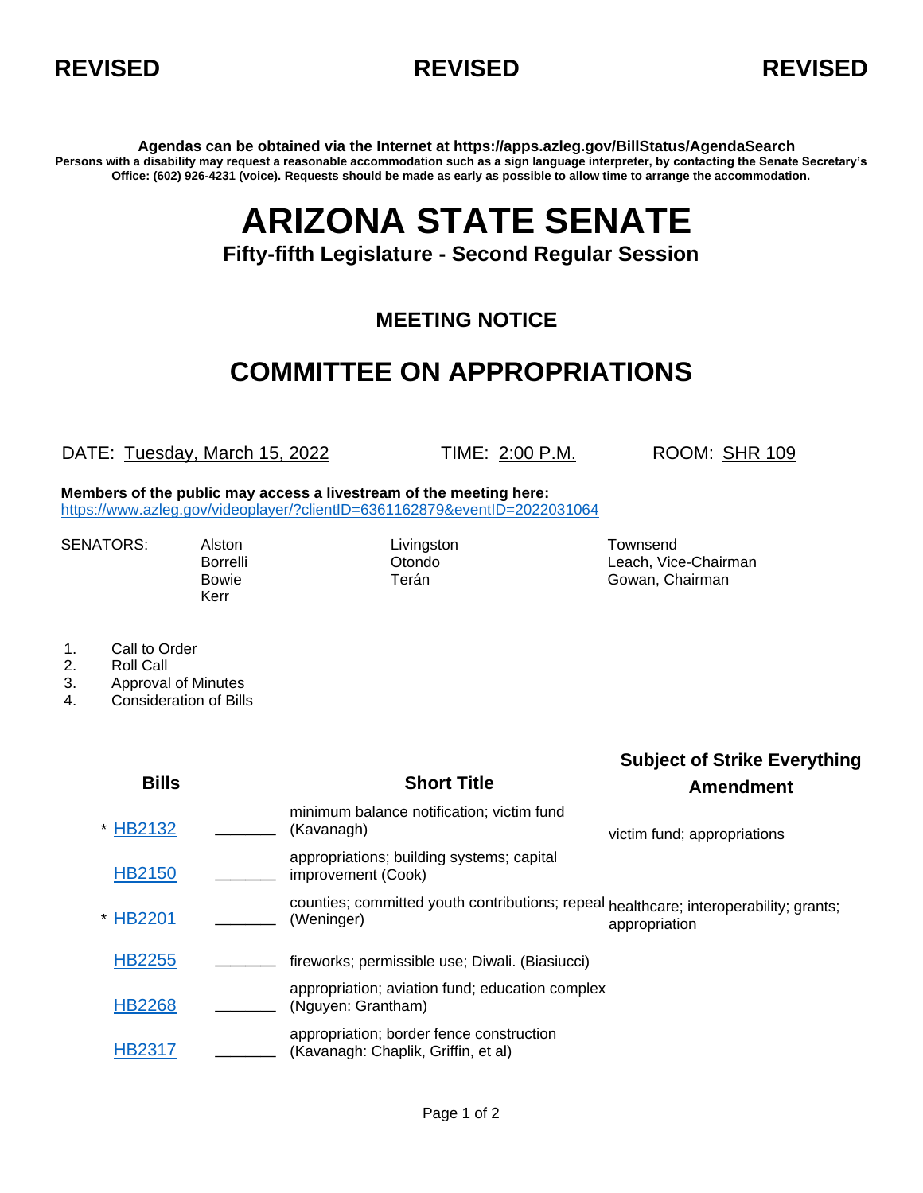**REVISED** **REVISED** **REVISED**

**Agendas can be obtained via the Internet at https://apps.azleg.gov/BillStatus/AgendaSearch**

**Persons with a disability may request a reasonable accommodation such as a sign language interpreter, by contacting the Senate Secretary's Office: (602) 926-4231 (voice). Requests should be made as early as possible to allow time to arrange the accommodation.**

# ARIZONA STATE SENATE

### Fifty-fifth Legislature - Second Regular Session

## MEETING NOTICE

## COMMITTEE ON APPROPRIATIONS

DATE: Tuesday, March 15, 2022 TIME: 2:00 P.M. ROOM: SHR 109

**Members of the public may access a livestream of the meeting here:**
https://www.azleg.gov/videoplayer/?clientID=6361162879&eventID=2022031064

SENATORS: Alston, Borrelli, Bowie, Kerr, Livingston, Otondo, Terán, Townsend, Leach, Vice-Chairman, Gowan, Chairman

1. Call to Order
2. Roll Call
3. Approval of Minutes
4. Consideration of Bills

| Bills | | Short Title | Subject of Strike Everything Amendment |
|---|---|---|---|
| * HB2132 | _______ | minimum balance notification; victim fund (Kavanagh) | victim fund; appropriations |
| HB2150 | _______ | appropriations; building systems; capital improvement (Cook) | |
| * HB2201 | _______ | counties; committed youth contributions; repeal (Weninger) | healthcare; interoperability; grants; appropriation |
| HB2255 | _______ | fireworks; permissible use; Diwali. (Biasiucci) | |
| HB2268 | _______ | appropriation; aviation fund; education complex (Nguyen: Grantham) | |
| HB2317 | _______ | appropriation; border fence construction (Kavanagh: Chaplik, Griffin, et al) | |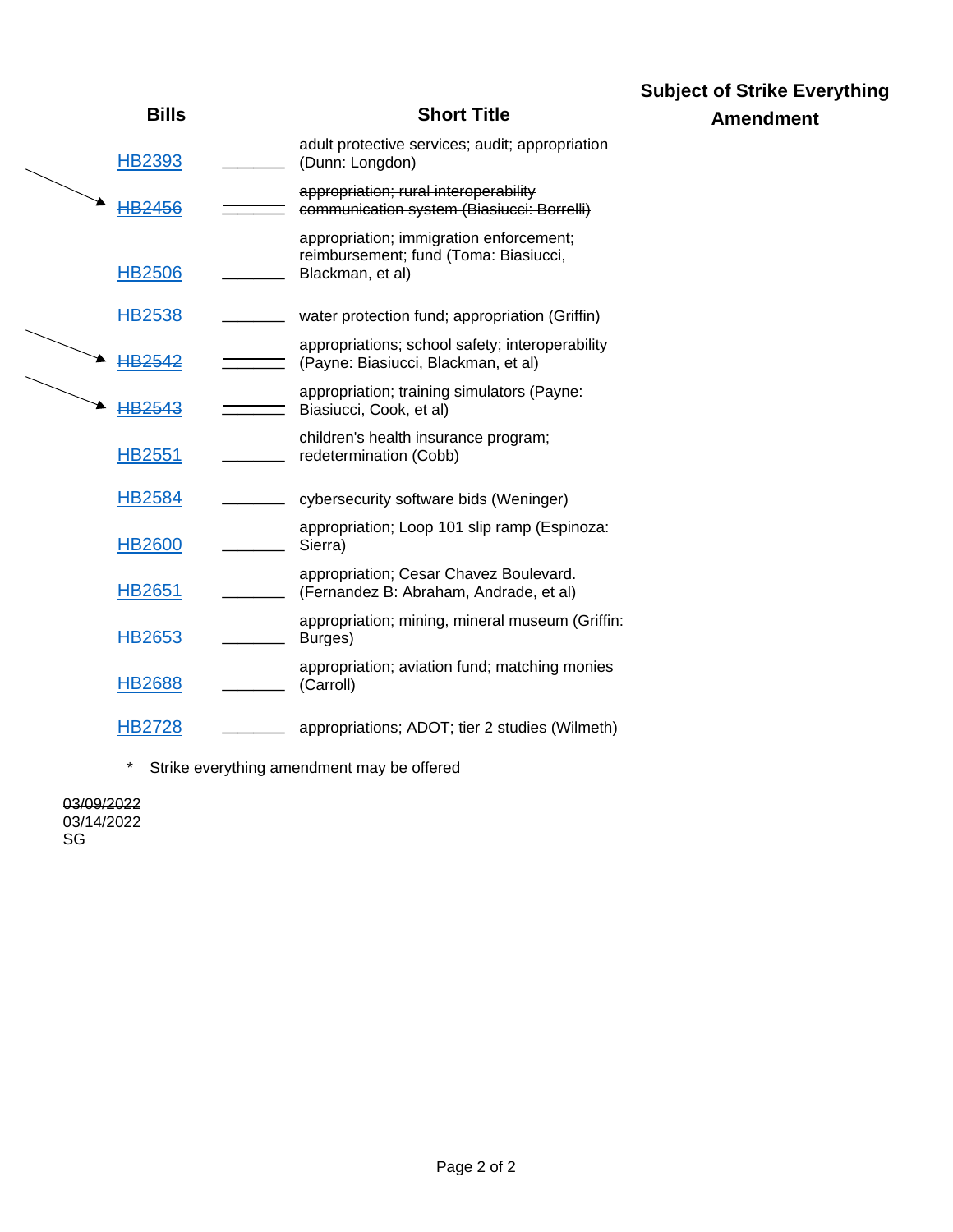| Bills | | Short Title | Subject of Strike Everything Amendment |
|---|---|---|---|
| HB2393 | _______ | adult protective services; audit; appropriation (Dunn: Longdon) | |
| ~~HB2456~~ | ═══════ | ~~appropriation; rural interoperability communication system (Biasiucci: Borrelli)~~ | |
| HB2506 | _______ | appropriation; immigration enforcement; reimbursement; fund (Toma: Biasiucci, Blackman, et al) | |
| HB2538 | _______ | water protection fund; appropriation (Griffin) | |
| ~~HB2542~~ | ═══════ | ~~appropriations; school safety; interoperability (Payne: Biasiucci, Blackman, et al)~~ | |
| ~~HB2543~~ | ═══════ | ~~appropriation; training simulators (Payne: Biasiucci, Cook, et al)~~ | |
| HB2551 | _______ | children's health insurance program; redetermination (Cobb) | |
| HB2584 | _______ | cybersecurity software bids (Weninger) | |
| HB2600 | _______ | appropriation; Loop 101 slip ramp (Espinoza: Sierra) | |
| HB2651 | _______ | appropriation; Cesar Chavez Boulevard. (Fernandez B: Abraham, Andrade, et al) | |
| HB2653 | _______ | appropriation; mining, mineral museum (Griffin: Burges) | |
| HB2688 | _______ | appropriation; aviation fund; matching monies (Carroll) | |
| HB2728 | _______ | appropriations; ADOT; tier 2 studies (Wilmeth) | |

\* Strike everything amendment may be offered

~~03/09/2022~~
03/14/2022
SG